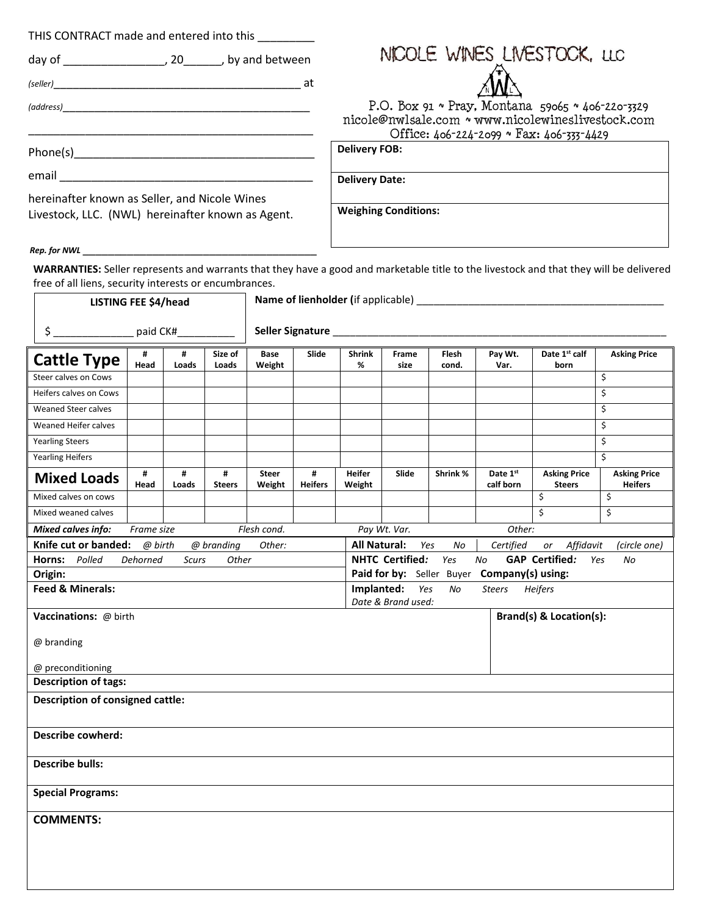THIS CONTRACT made and entered into this _________ day of ________________, 20______, by and between

*(seller)*___________________________________________ at

*(address)*_____________________________________________

_______________________________________________

Phone(s)_______________________________________

email _________________________________________

hereinafter known as Seller, and Nicole Wines Livestock, LLC. (NWL) hereinafter known as Agent.

***Rep. for NWL*** ____________________________________________

NICOLE WINES LIVESTOCK, LLC

P.O. Box 91 ~ Pray, Montana 59065 ~ 406-220-3329
nicole@nwlsale.com ~ www.nicolewineslivestock.com
Office: 406-224-2099 ~ Fax: 406-333-4429

| |
|---|
| **Delivery FOB:** |
| **Delivery Date:** |
| **Weighing Conditions:** |

**WARRANTIES:** Seller represents and warrants that they have a good and marketable title to the livestock and that they will be delivered free of all liens, security interests or encumbrances.

| **LISTING FEE $4/head** |
|---|
| $ _____________ paid CK#__________ |

**Name of lienholder (**if applicable) ___________________________________________

**Seller Signature** ___________________________________________________________

| **Cattle Type** | **# Head** | **# Loads** | **Size of Loads** | **Base Weight** | **Slide** | **Shrink %** | **Frame size** | **Flesh cond.** | **Pay Wt. Var.** | **Date 1st calf born** | **Asking Price** |
|---|---|---|---|---|---|---|---|---|---|---|---|
| Steer calves on Cows | | | | | | | | | | | $ |
| Heifers calves on Cows | | | | | | | | | | | $ |
| Weaned Steer calves | | | | | | | | | | | $ |
| Weaned Heifer calves | | | | | | | | | | | $ |
| Yearling Steers | | | | | | | | | | | $ |
| Yearling Heifers | | | | | | | | | | | $ |

| **Mixed Loads** | **# Head** | **# Loads** | **# Steers** | **Steer Weight** | **# Heifers** | **Heifer Weight** | **Slide** | **Shrink %** | **Date 1st calf born** | **Asking Price Steers** | **Asking Price Heifers** |
|---|---|---|---|---|---|---|---|---|---|---|---|
| Mixed calves on cows | | | | | | | | | | $ | $ |
| Mixed weaned calves | | | | | | | | | | $ | $ |

***Mixed calves info:*** *Frame size* *Flesh cond.* *Pay Wt. Var.* *Other:*

| | |
|---|---|
| **Knife cut or banded:** *@ birth @ branding Other:* | **All Natural:** *Yes No* \| *Certified or Affidavit (circle one)* |
| **Horns:** *Polled Dehorned Scurs Other* | **NHTC Certified:** *Yes No* **GAP Certified:** *Yes No* |
| **Origin:** | **Paid for by:** Seller Buyer **Company(s) using:** |
| **Feed & Minerals:** | **Implanted:** *Yes No Steers Heifers* *Date & Brand used:* |

| | |
|---|---|
| **Vaccinations:** @ birth<br><br>@ branding<br><br>@ preconditioning | **Brand(s) & Location(s):** |

**Description of tags:**

**Description of consigned cattle:**

**Describe cowherd:**

**Describe bulls:**

**Special Programs:**

**COMMENTS:**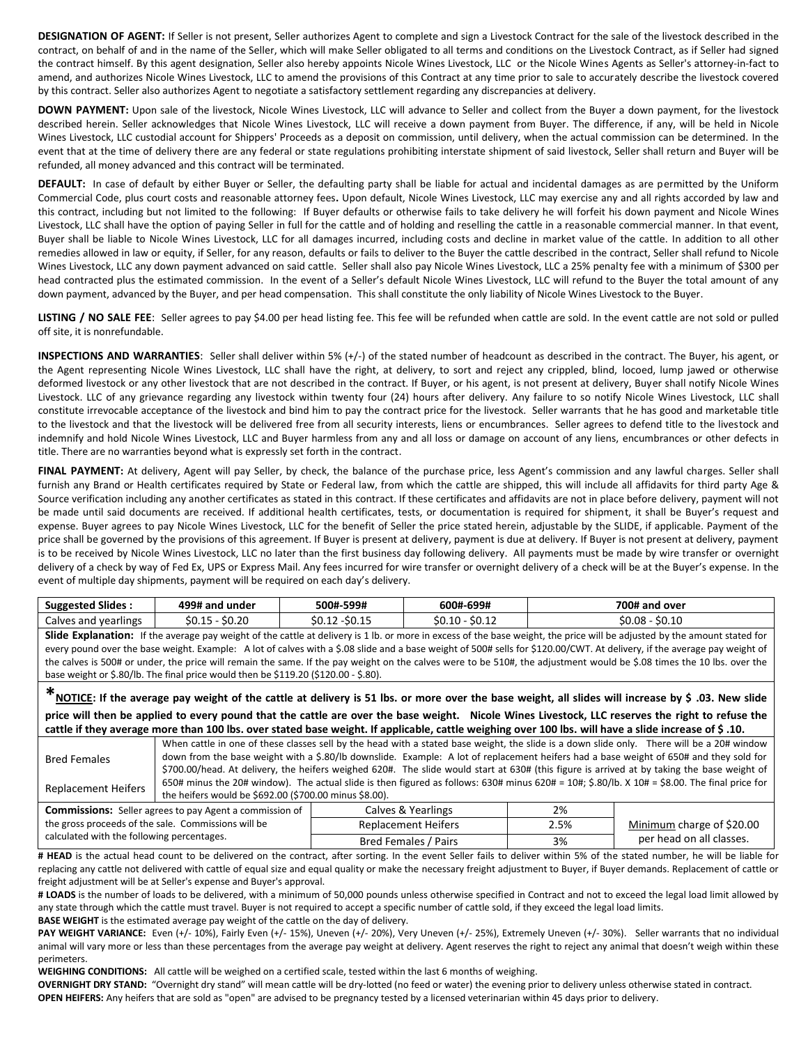**DESIGNATION OF AGENT:** If Seller is not present, Seller authorizes Agent to complete and sign a Livestock Contract for the sale of the livestock described in the contract, on behalf of and in the name of the Seller, which will make Seller obligated to all terms and conditions on the Livestock Contract, as if Seller had signed the contract himself. By this agent designation, Seller also hereby appoints Nicole Wines Livestock, LLC or the Nicole Wines Agents as Seller's attorney-in-fact to amend, and authorizes Nicole Wines Livestock, LLC to amend the provisions of this Contract at any time prior to sale to accurately describe the livestock covered by this contract. Seller also authorizes Agent to negotiate a satisfactory settlement regarding any discrepancies at delivery.

**DOWN PAYMENT:** Upon sale of the livestock, Nicole Wines Livestock, LLC will advance to Seller and collect from the Buyer a down payment, for the livestock described herein. Seller acknowledges that Nicole Wines Livestock, LLC will receive a down payment from Buyer. The difference, if any, will be held in Nicole Wines Livestock, LLC custodial account for Shippers' Proceeds as a deposit on commission, until delivery, when the actual commission can be determined. In the event that at the time of delivery there are any federal or state regulations prohibiting interstate shipment of said livestock, Seller shall return and Buyer will be refunded, all money advanced and this contract will be terminated.

**DEFAULT:** In case of default by either Buyer or Seller, the defaulting party shall be liable for actual and incidental damages as are permitted by the Uniform Commercial Code, plus court costs and reasonable attorney fees**.** Upon default, Nicole Wines Livestock, LLC may exercise any and all rights accorded by law and this contract, including but not limited to the following: If Buyer defaults or otherwise fails to take delivery he will forfeit his down payment and Nicole Wines Livestock, LLC shall have the option of paying Seller in full for the cattle and of holding and reselling the cattle in a reasonable commercial manner. In that event, Buyer shall be liable to Nicole Wines Livestock, LLC for all damages incurred, including costs and decline in market value of the cattle. In addition to all other remedies allowed in law or equity, if Seller, for any reason, defaults or fails to deliver to the Buyer the cattle described in the contract, Seller shall refund to Nicole Wines Livestock, LLC any down payment advanced on said cattle. Seller shall also pay Nicole Wines Livestock, LLC a 25% penalty fee with a minimum of $300 per head contracted plus the estimated commission. In the event of a Seller's default Nicole Wines Livestock, LLC will refund to the Buyer the total amount of any down payment, advanced by the Buyer, and per head compensation. This shall constitute the only liability of Nicole Wines Livestock to the Buyer.

**LISTING / NO SALE FEE**: Seller agrees to pay $4.00 per head listing fee. This fee will be refunded when cattle are sold. In the event cattle are not sold or pulled off site, it is nonrefundable.

**INSPECTIONS AND WARRANTIES**: Seller shall deliver within 5% (+/-) of the stated number of headcount as described in the contract. The Buyer, his agent, or the Agent representing Nicole Wines Livestock, LLC shall have the right, at delivery, to sort and reject any crippled, blind, locoed, lump jawed or otherwise deformed livestock or any other livestock that are not described in the contract. If Buyer, or his agent, is not present at delivery, Buyer shall notify Nicole Wines Livestock. LLC of any grievance regarding any livestock within twenty four (24) hours after delivery. Any failure to so notify Nicole Wines Livestock, LLC shall constitute irrevocable acceptance of the livestock and bind him to pay the contract price for the livestock. Seller warrants that he has good and marketable title to the livestock and that the livestock will be delivered free from all security interests, liens or encumbrances. Seller agrees to defend title to the livestock and indemnify and hold Nicole Wines Livestock, LLC and Buyer harmless from any and all loss or damage on account of any liens, encumbrances or other defects in title. There are no warranties beyond what is expressly set forth in the contract.

**FINAL PAYMENT:** At delivery, Agent will pay Seller, by check, the balance of the purchase price, less Agent's commission and any lawful charges. Seller shall furnish any Brand or Health certificates required by State or Federal law, from which the cattle are shipped, this will include all affidavits for third party Age & Source verification including any another certificates as stated in this contract. If these certificates and affidavits are not in place before delivery, payment will not be made until said documents are received. If additional health certificates, tests, or documentation is required for shipment, it shall be Buyer's request and expense. Buyer agrees to pay Nicole Wines Livestock, LLC for the benefit of Seller the price stated herein, adjustable by the SLIDE, if applicable. Payment of the price shall be governed by the provisions of this agreement. If Buyer is present at delivery, payment is due at delivery. If Buyer is not present at delivery, payment is to be received by Nicole Wines Livestock, LLC no later than the first business day following delivery. All payments must be made by wire transfer or overnight delivery of a check by way of Fed Ex, UPS or Express Mail. Any fees incurred for wire transfer or overnight delivery of a check will be at the Buyer's expense. In the event of multiple day shipments, payment will be required on each day's delivery.

| Suggested Slides : | 499# and under | 500#-599# | 600#-699# | 700# and over |
|---|---|---|---|---|
| Calves and yearlings | $0.15 - $0.20 | $0.12 -$0.15 | $0.10 - $0.12 | $0.08 - $0.10 |

**Slide Explanation:** If the average pay weight of the cattle at delivery is 1 lb. or more in excess of the base weight, the price will be adjusted by the amount stated for every pound over the base weight. Example: A lot of calves with a $.08 slide and a base weight of 500# sells for $120.00/CWT. At delivery, if the average pay weight of the calves is 500# or under, the price will remain the same. If the pay weight on the calves were to be 510#, the adjustment would be $.08 times the 10 lbs. over the base weight or $.80/lb. The final price would then be $119.20 ($120.00 - $.80).

***NOTICE: If the average pay weight of the cattle at delivery is 51 lbs. or more over the base weight, all slides will increase by $ .03. New slide price will then be applied to every pound that the cattle are over the base weight. Nicole Wines Livestock, LLC reserves the right to refuse the cattle if they average more than 100 lbs. over stated base weight. If applicable, cattle weighing over 100 lbs. will have a slide increase of $ .10.**

| | |
|---|---|
| Bred Females<br><br>Replacement Heifers | When cattle in one of these classes sell by the head with a stated base weight, the slide is a down slide only. There will be a 20# window down from the base weight with a $.80/lb downslide. Example: A lot of replacement heifers had a base weight of 650# and they sold for $700.00/head. At delivery, the heifers weighed 620#. The slide would start at 630# (this figure is arrived at by taking the base weight of 650# minus the 20# window). The actual slide is then figured as follows: 630# minus 620# = 10#; $.80/lb. X 10# = $8.00. The final price for the heifers would be $692.00 ($700.00 minus $8.00). |

| | | | |
|---|---|---|---|
| **Commissions:** Seller agrees to pay Agent a commission of the gross proceeds of the sale. Commissions will be calculated with the following percentages. | Calves & Yearlings | 2% | Minimum charge of $20.00 per head on all classes. |
| | Replacement Heifers | 2.5% | |
| | Bred Females / Pairs | 3% | |

**# HEAD** is the actual head count to be delivered on the contract, after sorting. In the event Seller fails to deliver within 5% of the stated number, he will be liable for replacing any cattle not delivered with cattle of equal size and equal quality or make the necessary freight adjustment to Buyer, if Buyer demands. Replacement of cattle or freight adjustment will be at Seller's expense and Buyer's approval.

**# LOADS** is the number of loads to be delivered, with a minimum of 50,000 pounds unless otherwise specified in Contract and not to exceed the legal load limit allowed by any state through which the cattle must travel. Buyer is not required to accept a specific number of cattle sold, if they exceed the legal load limits.

**BASE WEIGHT** is the estimated average pay weight of the cattle on the day of delivery.

**PAY WEIGHT VARIANCE:** Even (+/- 10%), Fairly Even (+/- 15%), Uneven (+/- 20%), Very Uneven (+/- 25%), Extremely Uneven (+/- 30%). Seller warrants that no individual animal will vary more or less than these percentages from the average pay weight at delivery. Agent reserves the right to reject any animal that doesn't weigh within these perimeters.

**WEIGHING CONDITIONS:** All cattle will be weighed on a certified scale, tested within the last 6 months of weighing.

**OVERNIGHT DRY STAND:** "Overnight dry stand" will mean cattle will be dry-lotted (no feed or water) the evening prior to delivery unless otherwise stated in contract.

**OPEN HEIFERS:** Any heifers that are sold as "open" are advised to be pregnancy tested by a licensed veterinarian within 45 days prior to delivery.